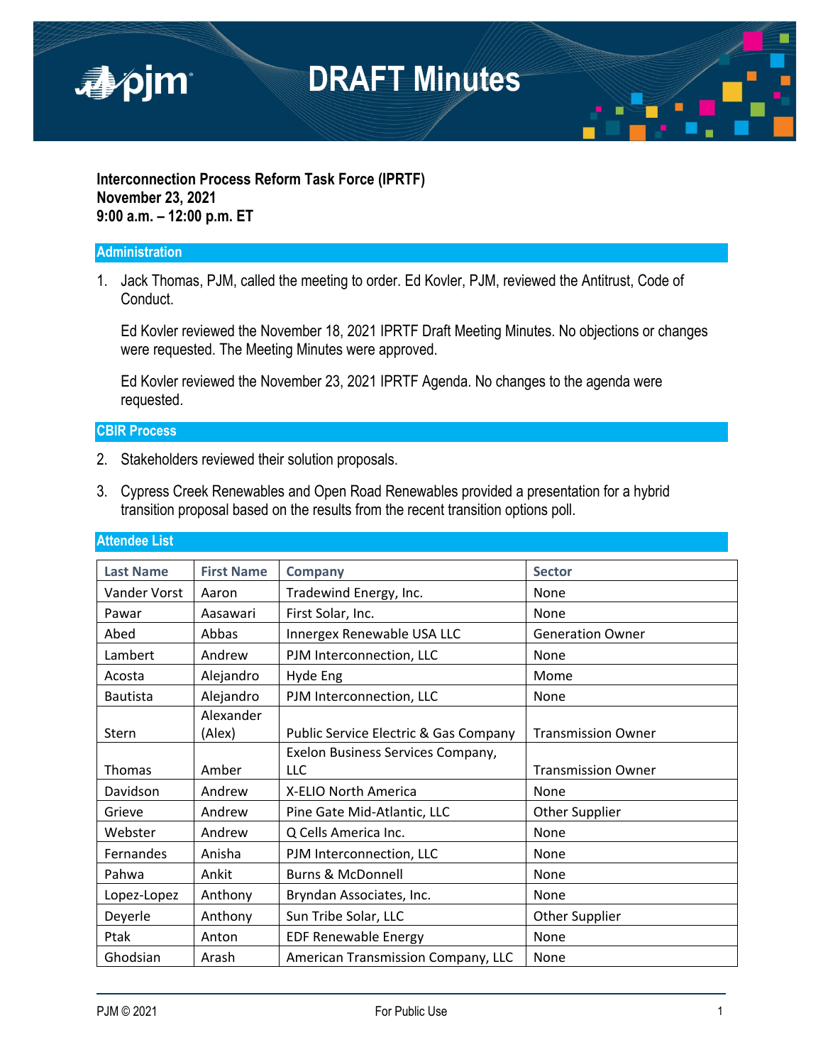# DRAFT Minutes

**Interconnection Process Reform Task Force (IPRTF)**
**November 23, 2021**
**9:00 a.m. – 12:00 p.m. ET**

## Administration

1. Jack Thomas, PJM, called the meeting to order. Ed Kovler, PJM, reviewed the Antitrust, Code of Conduct.

   Ed Kovler reviewed the November 18, 2021 IPRTF Draft Meeting Minutes. No objections or changes were requested. The Meeting Minutes were approved.

   Ed Kovler reviewed the November 23, 2021 IPRTF Agenda. No changes to the agenda were requested.

## CBIR Process

2. Stakeholders reviewed their solution proposals.

3. Cypress Creek Renewables and Open Road Renewables provided a presentation for a hybrid transition proposal based on the results from the recent transition options poll.

## Attendee List

| Last Name | First Name | Company | Sector |
|---|---|---|---|
| Vander Vorst | Aaron | Tradewind Energy, Inc. | None |
| Pawar | Aasawari | First Solar, Inc. | None |
| Abed | Abbas | Innergex Renewable USA LLC | Generation Owner |
| Lambert | Andrew | PJM Interconnection, LLC | None |
| Acosta | Alejandro | Hyde Eng | Mome |
| Bautista | Alejandro | PJM Interconnection, LLC | None |
| Stern | Alexander (Alex) | Public Service Electric & Gas Company | Transmission Owner |
| Thomas | Amber | Exelon Business Services Company, LLC | Transmission Owner |
| Davidson | Andrew | X-ELIO North America | None |
| Grieve | Andrew | Pine Gate Mid-Atlantic, LLC | Other Supplier |
| Webster | Andrew | Q Cells America Inc. | None |
| Fernandes | Anisha | PJM Interconnection, LLC | None |
| Pahwa | Ankit | Burns & McDonnell | None |
| Lopez-Lopez | Anthony | Bryndan Associates, Inc. | None |
| Deyerle | Anthony | Sun Tribe Solar, LLC | Other Supplier |
| Ptak | Anton | EDF Renewable Energy | None |
| Ghodsian | Arash | American Transmission Company, LLC | None |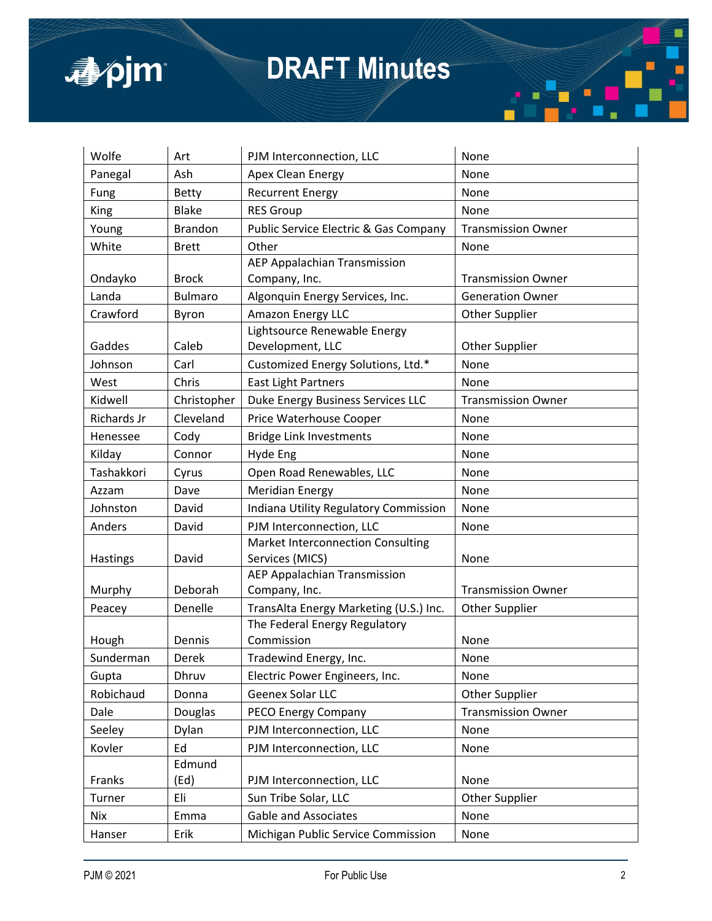| Wolfe | Art | PJM Interconnection, LLC | None |
|---|---|---|---|
| Panegal | Ash | Apex Clean Energy | None |
| Fung | Betty | Recurrent Energy | None |
| King | Blake | RES Group | None |
| Young | Brandon | Public Service Electric & Gas Company | Transmission Owner |
| White | Brett | Other | None |
| Ondayko | Brock | AEP Appalachian Transmission Company, Inc. | Transmission Owner |
| Landa | Bulmaro | Algonquin Energy Services, Inc. | Generation Owner |
| Crawford | Byron | Amazon Energy LLC | Other Supplier |
| Gaddes | Caleb | Lightsource Renewable Energy Development, LLC | Other Supplier |
| Johnson | Carl | Customized Energy Solutions, Ltd.* | None |
| West | Chris | East Light Partners | None |
| Kidwell | Christopher | Duke Energy Business Services LLC | Transmission Owner |
| Richards Jr | Cleveland | Price Waterhouse Cooper | None |
| Henessee | Cody | Bridge Link Investments | None |
| Kilday | Connor | Hyde Eng | None |
| Tashakkori | Cyrus | Open Road Renewables, LLC | None |
| Azzam | Dave | Meridian Energy | None |
| Johnston | David | Indiana Utility Regulatory Commission | None |
| Anders | David | PJM Interconnection, LLC | None |
| Hastings | David | Market Interconnection Consulting Services (MICS) | None |
| Murphy | Deborah | AEP Appalachian Transmission Company, Inc. | Transmission Owner |
| Peacey | Denelle | TransAlta Energy Marketing (U.S.) Inc. | Other Supplier |
| Hough | Dennis | The Federal Energy Regulatory Commission | None |
| Sunderman | Derek | Tradewind Energy, Inc. | None |
| Gupta | Dhruv | Electric Power Engineers, Inc. | None |
| Robichaud | Donna | Geenex Solar LLC | Other Supplier |
| Dale | Douglas | PECO Energy Company | Transmission Owner |
| Seeley | Dylan | PJM Interconnection, LLC | None |
| Kovler | Ed | PJM Interconnection, LLC | None |
| Franks | Edmund (Ed) | PJM Interconnection, LLC | None |
| Turner | Eli | Sun Tribe Solar, LLC | Other Supplier |
| Nix | Emma | Gable and Associates | None |
| Hanser | Erik | Michigan Public Service Commission | None |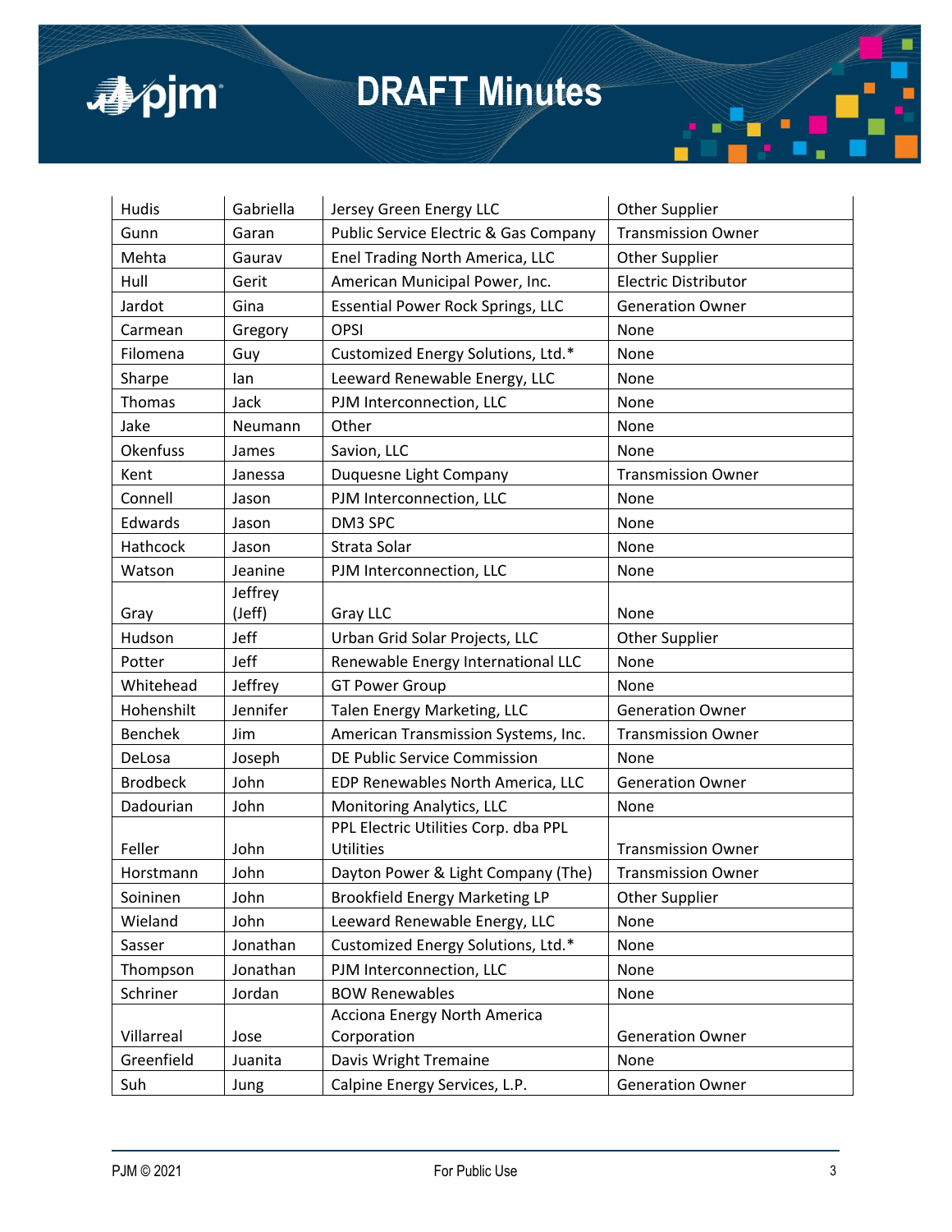| Hudis | Gabriella | Jersey Green Energy LLC | Other Supplier |
|---|---|---|---|
| Gunn | Garan | Public Service Electric & Gas Company | Transmission Owner |
| Mehta | Gaurav | Enel Trading North America, LLC | Other Supplier |
| Hull | Gerit | American Municipal Power, Inc. | Electric Distributor |
| Jardot | Gina | Essential Power Rock Springs, LLC | Generation Owner |
| Carmean | Gregory | OPSI | None |
| Filomena | Guy | Customized Energy Solutions, Ltd.* | None |
| Sharpe | Ian | Leeward Renewable Energy, LLC | None |
| Thomas | Jack | PJM Interconnection, LLC | None |
| Jake | Neumann | Other | None |
| Okenfuss | James | Savion, LLC | None |
| Kent | Janessa | Duquesne Light Company | Transmission Owner |
| Connell | Jason | PJM Interconnection, LLC | None |
| Edwards | Jason | DM3 SPC | None |
| Hathcock | Jason | Strata Solar | None |
| Watson | Jeanine | PJM Interconnection, LLC | None |
| Gray | Jeffrey (Jeff) | Gray LLC | None |
| Hudson | Jeff | Urban Grid Solar Projects, LLC | Other Supplier |
| Potter | Jeff | Renewable Energy International LLC | None |
| Whitehead | Jeffrey | GT Power Group | None |
| Hohenshilt | Jennifer | Talen Energy Marketing, LLC | Generation Owner |
| Benchek | Jim | American Transmission Systems, Inc. | Transmission Owner |
| DeLosa | Joseph | DE Public Service Commission | None |
| Brodbeck | John | EDP Renewables North America, LLC | Generation Owner |
| Dadourian | John | Monitoring Analytics, LLC | None |
| Feller | John | PPL Electric Utilities Corp. dba PPL Utilities | Transmission Owner |
| Horstmann | John | Dayton Power & Light Company (The) | Transmission Owner |
| Soininen | John | Brookfield Energy Marketing LP | Other Supplier |
| Wieland | John | Leeward Renewable Energy, LLC | None |
| Sasser | Jonathan | Customized Energy Solutions, Ltd.* | None |
| Thompson | Jonathan | PJM Interconnection, LLC | None |
| Schriner | Jordan | BOW Renewables | None |
| Villarreal | Jose | Acciona Energy North America Corporation | Generation Owner |
| Greenfield | Juanita | Davis Wright Tremaine | None |
| Suh | Jung | Calpine Energy Services, L.P. | Generation Owner |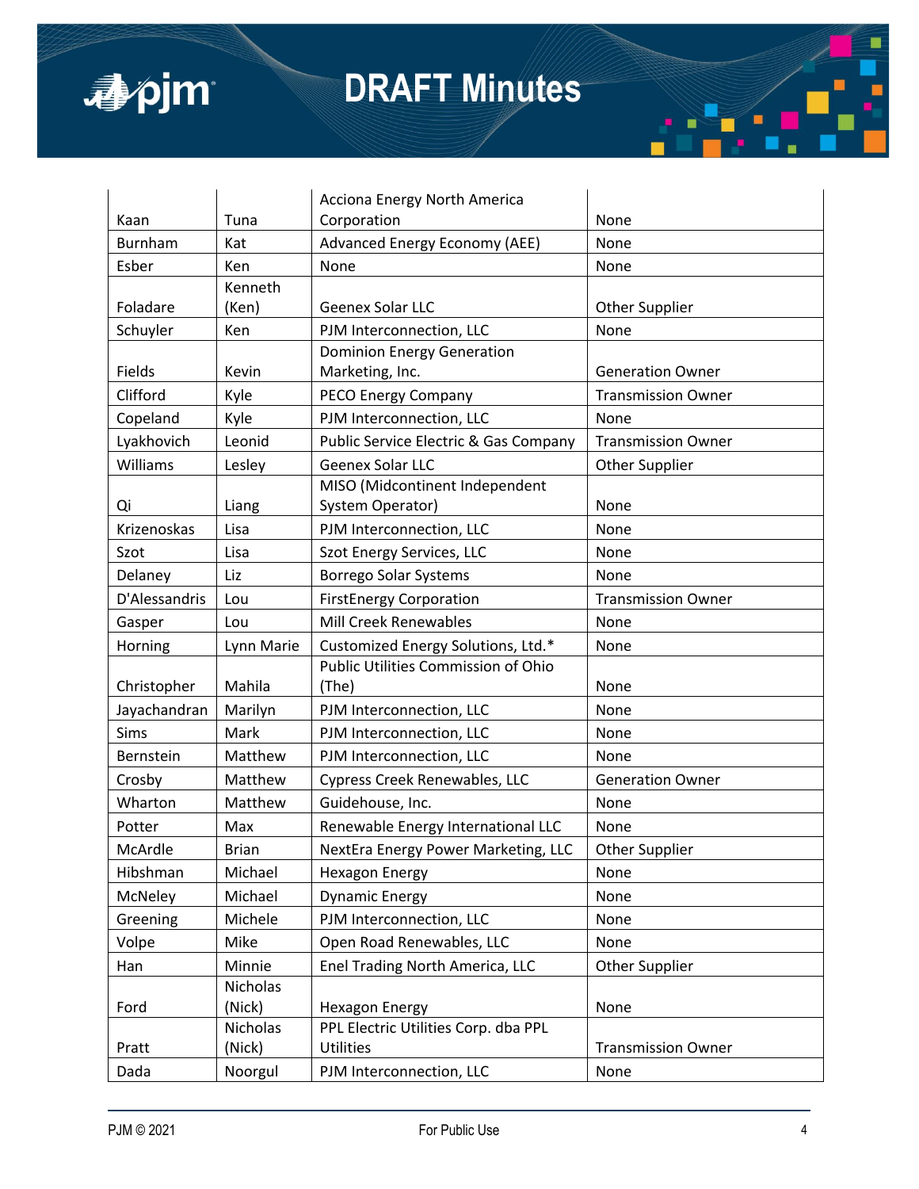| | | | |
|---|---|---|---|
| Kaan | Tuna | Acciona Energy North America Corporation | None |
| Burnham | Kat | Advanced Energy Economy (AEE) | None |
| Esber | Ken | None | None |
| Foladare | Kenneth (Ken) | Geenex Solar LLC | Other Supplier |
| Schuyler | Ken | PJM Interconnection, LLC | None |
| Fields | Kevin | Dominion Energy Generation Marketing, Inc. | Generation Owner |
| Clifford | Kyle | PECO Energy Company | Transmission Owner |
| Copeland | Kyle | PJM Interconnection, LLC | None |
| Lyakhovich | Leonid | Public Service Electric & Gas Company | Transmission Owner |
| Williams | Lesley | Geenex Solar LLC | Other Supplier |
| Qi | Liang | MISO (Midcontinent Independent System Operator) | None |
| Krizenoskas | Lisa | PJM Interconnection, LLC | None |
| Szot | Lisa | Szot Energy Services, LLC | None |
| Delaney | Liz | Borrego Solar Systems | None |
| D'Alessandris | Lou | FirstEnergy Corporation | Transmission Owner |
| Gasper | Lou | Mill Creek Renewables | None |
| Horning | Lynn Marie | Customized Energy Solutions, Ltd.* | None |
| Christopher | Mahila | Public Utilities Commission of Ohio (The) | None |
| Jayachandran | Marilyn | PJM Interconnection, LLC | None |
| Sims | Mark | PJM Interconnection, LLC | None |
| Bernstein | Matthew | PJM Interconnection, LLC | None |
| Crosby | Matthew | Cypress Creek Renewables, LLC | Generation Owner |
| Wharton | Matthew | Guidehouse, Inc. | None |
| Potter | Max | Renewable Energy International LLC | None |
| McArdle | Brian | NextEra Energy Power Marketing, LLC | Other Supplier |
| Hibshman | Michael | Hexagon Energy | None |
| McNeley | Michael | Dynamic Energy | None |
| Greening | Michele | PJM Interconnection, LLC | None |
| Volpe | Mike | Open Road Renewables, LLC | None |
| Han | Minnie | Enel Trading North America, LLC | Other Supplier |
| Ford | Nicholas (Nick) | Hexagon Energy | None |
| Pratt | Nicholas (Nick) | PPL Electric Utilities Corp. dba PPL Utilities | Transmission Owner |
| Dada | Noorgul | PJM Interconnection, LLC | None |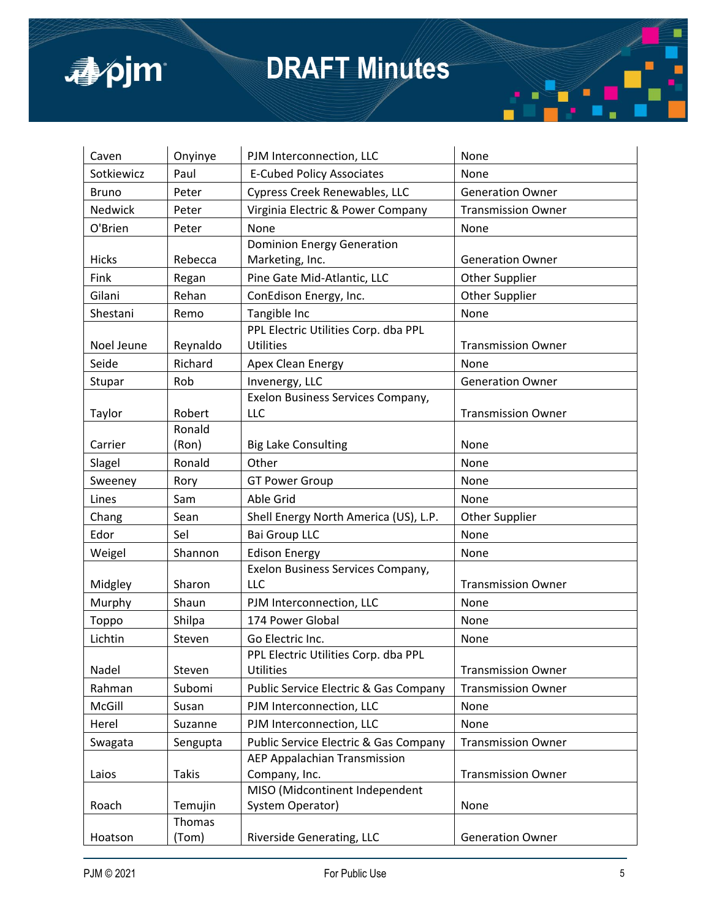| Caven | Onyinye | PJM Interconnection, LLC | None |
|---|---|---|---|
| Sotkiewicz | Paul | E-Cubed Policy Associates | None |
| Bruno | Peter | Cypress Creek Renewables, LLC | Generation Owner |
| Nedwick | Peter | Virginia Electric & Power Company | Transmission Owner |
| O'Brien | Peter | None | None |
| Hicks | Rebecca | Dominion Energy Generation Marketing, Inc. | Generation Owner |
| Fink | Regan | Pine Gate Mid-Atlantic, LLC | Other Supplier |
| Gilani | Rehan | ConEdison Energy, Inc. | Other Supplier |
| Shestani | Remo | Tangible Inc | None |
| Noel Jeune | Reynaldo | PPL Electric Utilities Corp. dba PPL Utilities | Transmission Owner |
| Seide | Richard | Apex Clean Energy | None |
| Stupar | Rob | Invenergy, LLC | Generation Owner |
| Taylor | Robert | Exelon Business Services Company, LLC | Transmission Owner |
| Carrier | Ronald (Ron) | Big Lake Consulting | None |
| Slagel | Ronald | Other | None |
| Sweeney | Rory | GT Power Group | None |
| Lines | Sam | Able Grid | None |
| Chang | Sean | Shell Energy North America (US), L.P. | Other Supplier |
| Edor | Sel | Bai Group LLC | None |
| Weigel | Shannon | Edison Energy | None |
| Midgley | Sharon | Exelon Business Services Company, LLC | Transmission Owner |
| Murphy | Shaun | PJM Interconnection, LLC | None |
| Toppo | Shilpa | 174 Power Global | None |
| Lichtin | Steven | Go Electric Inc. | None |
| Nadel | Steven | PPL Electric Utilities Corp. dba PPL Utilities | Transmission Owner |
| Rahman | Subomi | Public Service Electric & Gas Company | Transmission Owner |
| McGill | Susan | PJM Interconnection, LLC | None |
| Herel | Suzanne | PJM Interconnection, LLC | None |
| Swagata | Sengupta | Public Service Electric & Gas Company | Transmission Owner |
| Laios | Takis | AEP Appalachian Transmission Company, Inc. | Transmission Owner |
| Roach | Temujin | MISO (Midcontinent Independent System Operator) | None |
| Hoatson | Thomas (Tom) | Riverside Generating, LLC | Generation Owner |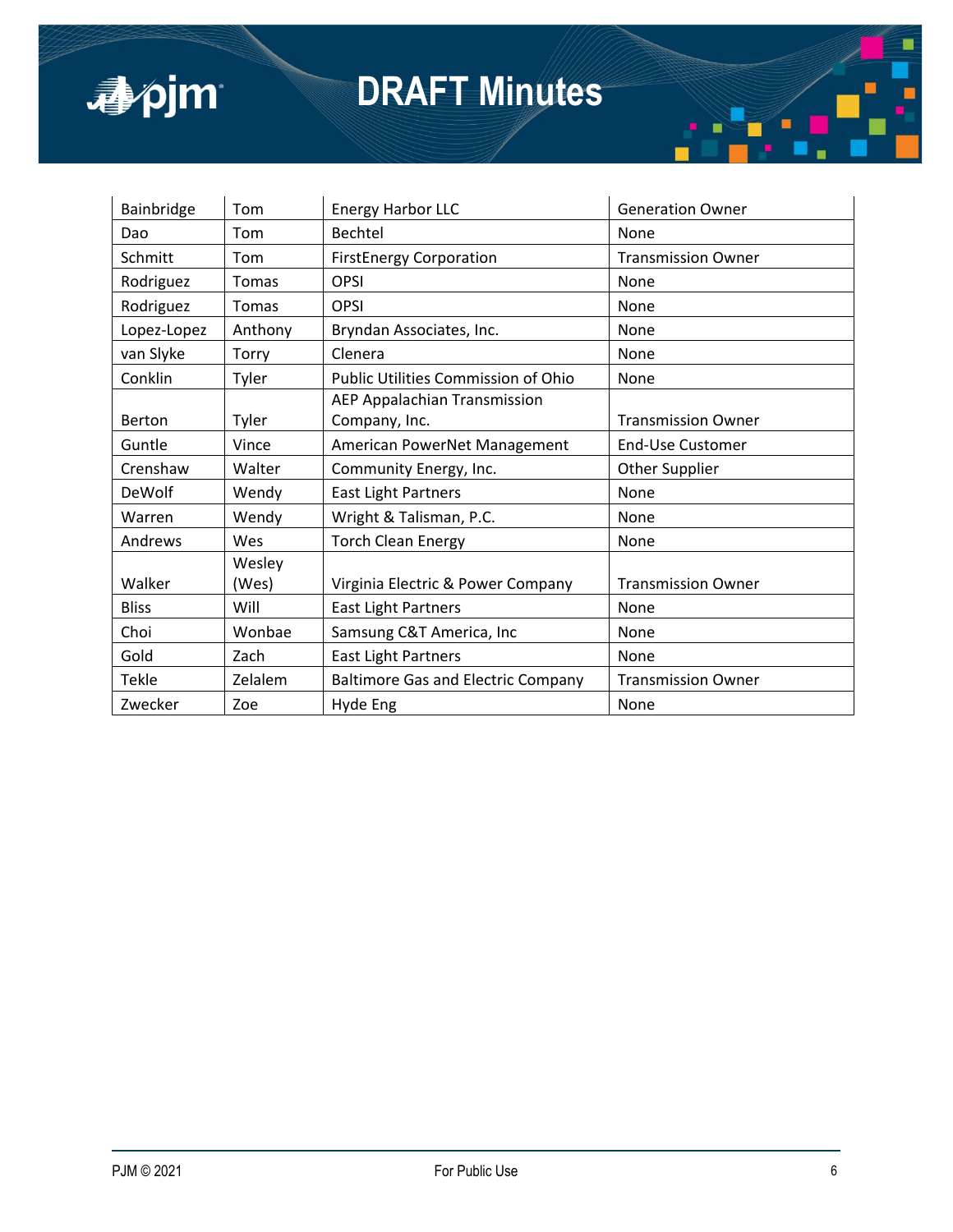| | | | |
|---|---|---|---|
| Bainbridge | Tom | Energy Harbor LLC | Generation Owner |
| Dao | Tom | Bechtel | None |
| Schmitt | Tom | FirstEnergy Corporation | Transmission Owner |
| Rodriguez | Tomas | OPSI | None |
| Rodriguez | Tomas | OPSI | None |
| Lopez-Lopez | Anthony | Bryndan Associates, Inc. | None |
| van Slyke | Torry | Clenera | None |
| Conklin | Tyler | Public Utilities Commission of Ohio | None |
| Berton | Tyler | AEP Appalachian Transmission Company, Inc. | Transmission Owner |
| Guntle | Vince | American PowerNet Management | End-Use Customer |
| Crenshaw | Walter | Community Energy, Inc. | Other Supplier |
| DeWolf | Wendy | East Light Partners | None |
| Warren | Wendy | Wright & Talisman, P.C. | None |
| Andrews | Wes | Torch Clean Energy | None |
| Walker | Wesley (Wes) | Virginia Electric & Power Company | Transmission Owner |
| Bliss | Will | East Light Partners | None |
| Choi | Wonbae | Samsung C&T America, Inc | None |
| Gold | Zach | East Light Partners | None |
| Tekle | Zelalem | Baltimore Gas and Electric Company | Transmission Owner |
| Zwecker | Zoe | Hyde Eng | None |